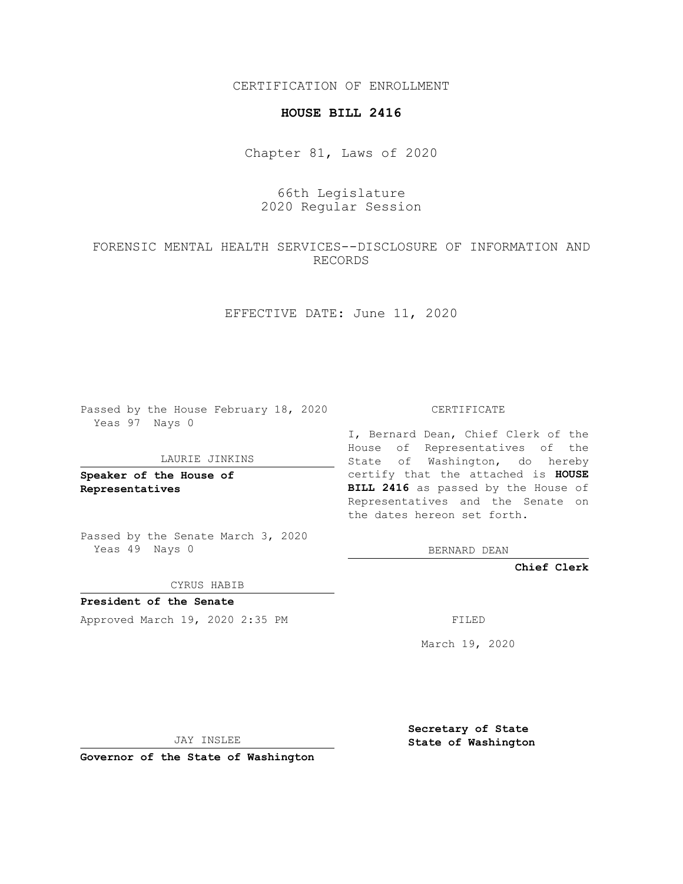CERTIFICATION OF ENROLLMENT

**HOUSE BILL 2416**

Chapter 81, Laws of 2020

66th Legislature
2020 Regular Session

FORENSIC MENTAL HEALTH SERVICES--DISCLOSURE OF INFORMATION AND RECORDS

EFFECTIVE DATE: June 11, 2020

Passed by the House February 18, 2020
Yeas 97 Nays 0

LAURIE JINKINS

**Speaker of the House of Representatives**

Passed by the Senate March 3, 2020
Yeas 49 Nays 0

CYRUS HABIB

**President of the Senate**

Approved March 19, 2020 2:35 PM

JAY INSLEE

**Governor of the State of Washington**

CERTIFICATE

I, Bernard Dean, Chief Clerk of the House of Representatives of the State of Washington, do hereby certify that the attached is **HOUSE BILL 2416** as passed by the House of Representatives and the Senate on the dates hereon set forth.

BERNARD DEAN

**Chief Clerk**

FILED

March 19, 2020

**Secretary of State**
**State of Washington**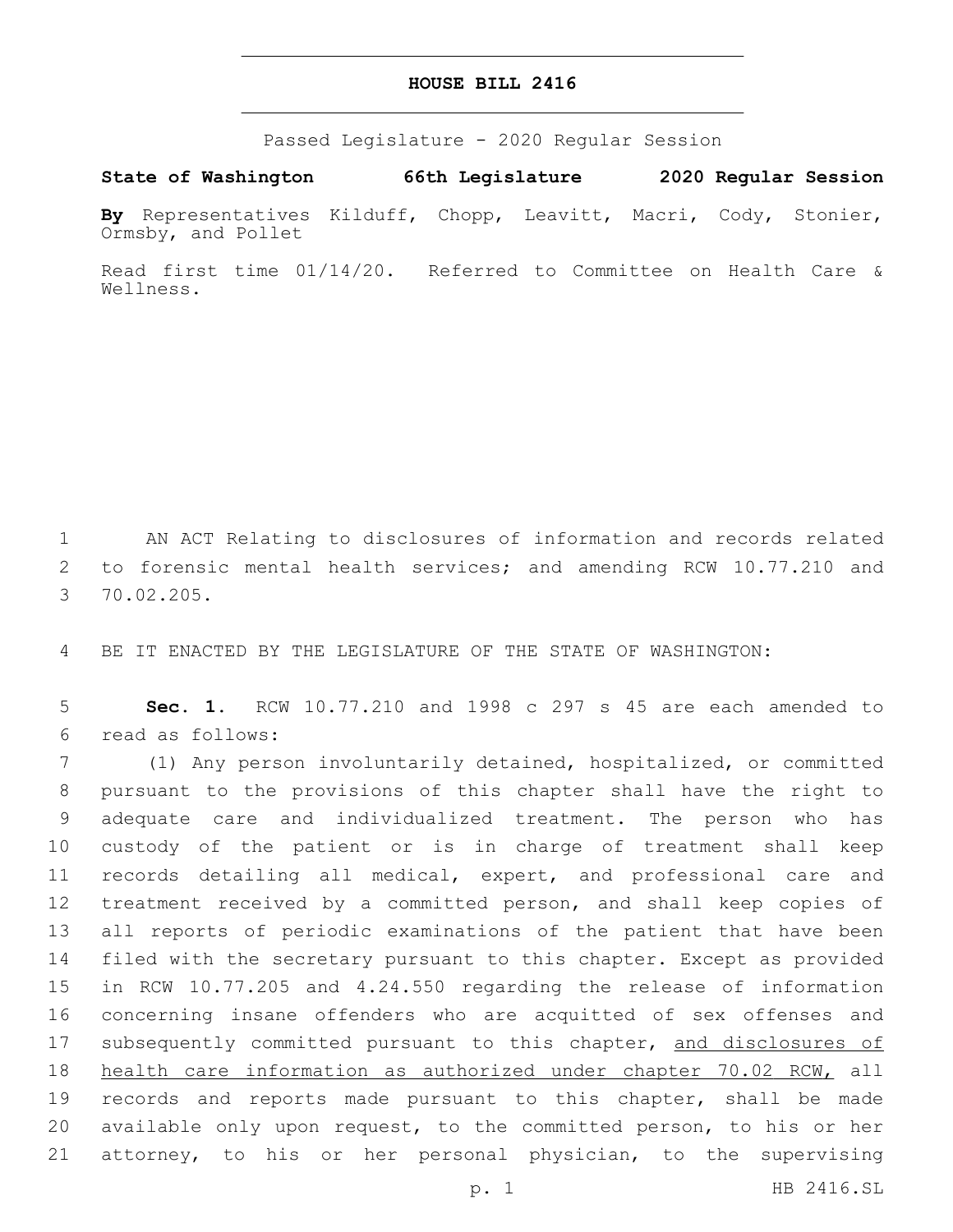# HOUSE BILL 2416

Passed Legislature - 2020 Regular Session

**State of Washington 66th Legislature 2020 Regular Session**

**By** Representatives Kilduff, Chopp, Leavitt, Macri, Cody, Stonier, Ormsby, and Pollet

Read first time 01/14/20. Referred to Committee on Health Care & Wellness.

1 AN ACT Relating to disclosures of information and records related
2 to forensic mental health services; and amending RCW 10.77.210 and
3 70.02.205.

4 BE IT ENACTED BY THE LEGISLATURE OF THE STATE OF WASHINGTON:

5 **Sec. 1.** RCW 10.77.210 and 1998 c 297 s 45 are each amended to
6 read as follows:

7 (1) Any person involuntarily detained, hospitalized, or committed
8 pursuant to the provisions of this chapter shall have the right to
9 adequate care and individualized treatment. The person who has
10 custody of the patient or is in charge of treatment shall keep
11 records detailing all medical, expert, and professional care and
12 treatment received by a committed person, and shall keep copies of
13 all reports of periodic examinations of the patient that have been
14 filed with the secretary pursuant to this chapter. Except as provided
15 in RCW 10.77.205 and 4.24.550 regarding the release of information
16 concerning insane offenders who are acquitted of sex offenses and
17 subsequently committed pursuant to this chapter, <u>and disclosures of</u>
18 <u>health care information as authorized under chapter 70.02 RCW,</u> all
19 records and reports made pursuant to this chapter, shall be made
20 available only upon request, to the committed person, to his or her
21 attorney, to his or her personal physician, to the supervising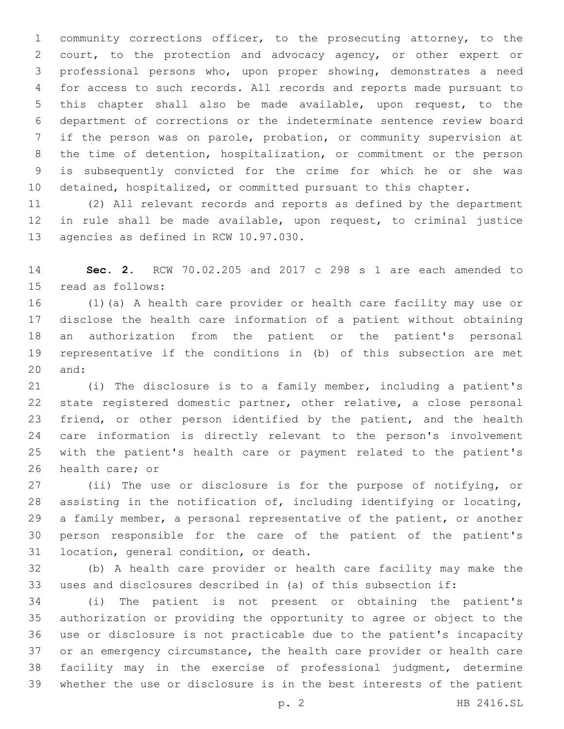community corrections officer, to the prosecuting attorney, to the court, to the protection and advocacy agency, or other expert or professional persons who, upon proper showing, demonstrates a need for access to such records. All records and reports made pursuant to this chapter shall also be made available, upon request, to the department of corrections or the indeterminate sentence review board if the person was on parole, probation, or community supervision at the time of detention, hospitalization, or commitment or the person is subsequently convicted for the crime for which he or she was detained, hospitalized, or committed pursuant to this chapter.

(2) All relevant records and reports as defined by the department in rule shall be made available, upon request, to criminal justice agencies as defined in RCW 10.97.030.

**Sec. 2.** RCW 70.02.205 and 2017 c 298 s 1 are each amended to read as follows:

(1)(a) A health care provider or health care facility may use or disclose the health care information of a patient without obtaining an authorization from the patient or the patient's personal representative if the conditions in (b) of this subsection are met and:

(i) The disclosure is to a family member, including a patient's state registered domestic partner, other relative, a close personal friend, or other person identified by the patient, and the health care information is directly relevant to the person's involvement with the patient's health care or payment related to the patient's health care; or

(ii) The use or disclosure is for the purpose of notifying, or assisting in the notification of, including identifying or locating, a family member, a personal representative of the patient, or another person responsible for the care of the patient of the patient's location, general condition, or death.

(b) A health care provider or health care facility may make the uses and disclosures described in (a) of this subsection if:

(i) The patient is not present or obtaining the patient's authorization or providing the opportunity to agree or object to the use or disclosure is not practicable due to the patient's incapacity or an emergency circumstance, the health care provider or health care facility may in the exercise of professional judgment, determine whether the use or disclosure is in the best interests of the patient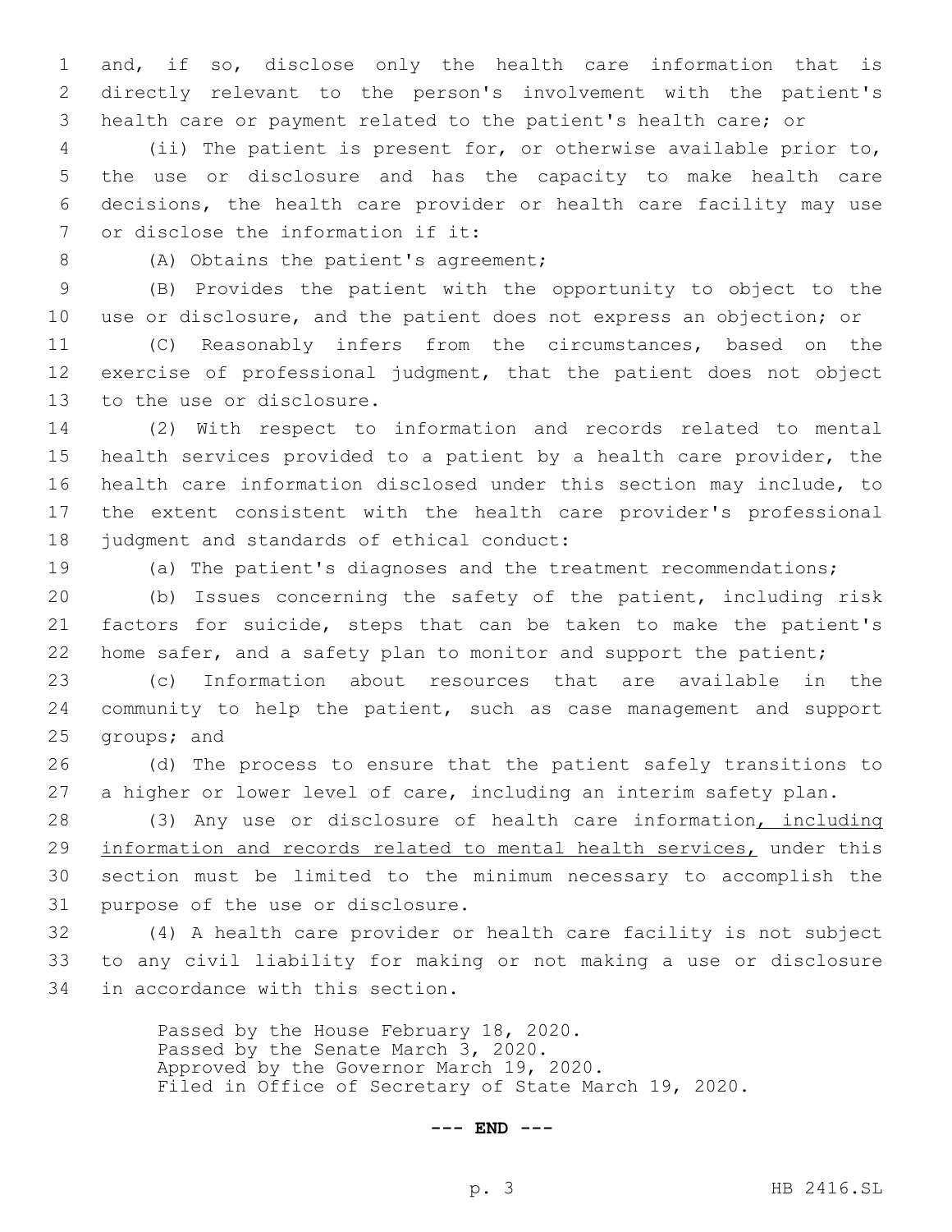and, if so, disclose only the health care information that is directly relevant to the person's involvement with the patient's health care or payment related to the patient's health care; or

(ii) The patient is present for, or otherwise available prior to, the use or disclosure and has the capacity to make health care decisions, the health care provider or health care facility may use or disclose the information if it:

(A) Obtains the patient's agreement;

(B) Provides the patient with the opportunity to object to the use or disclosure, and the patient does not express an objection; or

(C) Reasonably infers from the circumstances, based on the exercise of professional judgment, that the patient does not object to the use or disclosure.

(2) With respect to information and records related to mental health services provided to a patient by a health care provider, the health care information disclosed under this section may include, to the extent consistent with the health care provider's professional judgment and standards of ethical conduct:

(a) The patient's diagnoses and the treatment recommendations;

(b) Issues concerning the safety of the patient, including risk factors for suicide, steps that can be taken to make the patient's home safer, and a safety plan to monitor and support the patient;

(c) Information about resources that are available in the community to help the patient, such as case management and support groups; and

(d) The process to ensure that the patient safely transitions to a higher or lower level of care, including an interim safety plan.

(3) Any use or disclosure of health care information, including information and records related to mental health services, under this section must be limited to the minimum necessary to accomplish the purpose of the use or disclosure.

(4) A health care provider or health care facility is not subject to any civil liability for making or not making a use or disclosure in accordance with this section.

Passed by the House February 18, 2020.
Passed by the Senate March 3, 2020.
Approved by the Governor March 19, 2020.
Filed in Office of Secretary of State March 19, 2020.

**--- END ---**